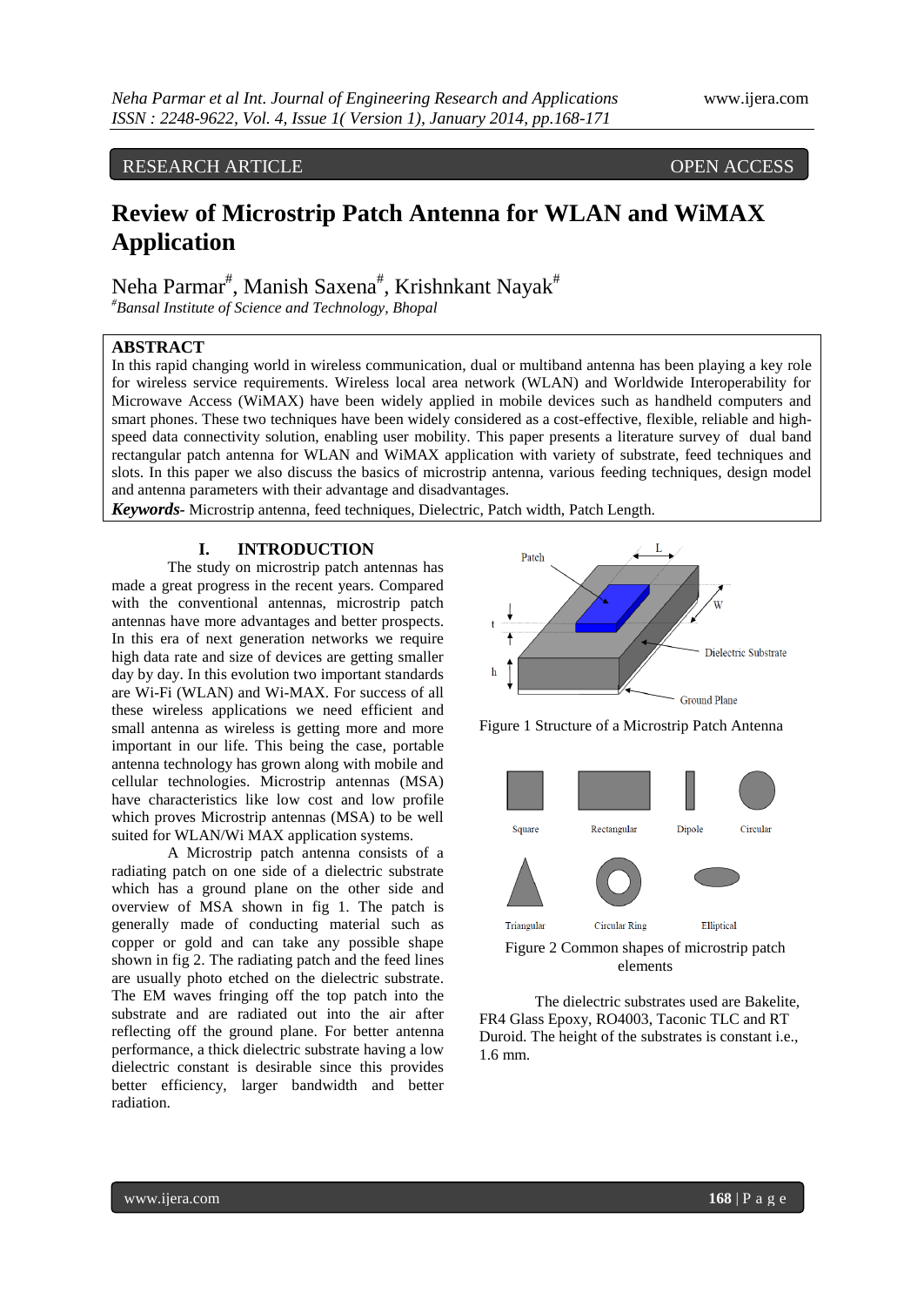RESEARCH ARTICLE OPEN ACCESS

# Review of Microstrip Patch Antenna for WLAN and WiMAX Application

Neha Parmar[#], Manish Saxena[#], Krishnkant Nayak[#]

[#]*Bansal Institute of Science and Technology, Bhopal*

## ABSTRACT

In this rapid changing world in wireless communication, dual or multiband antenna has been playing a key role for wireless service requirements. Wireless local area network (WLAN) and Worldwide Interoperability for Microwave Access (WiMAX) have been widely applied in mobile devices such as handheld computers and smart phones. These two techniques have been widely considered as a cost-effective, flexible, reliable and high-speed data connectivity solution, enabling user mobility. This paper presents a literature survey of dual band rectangular patch antenna for WLAN and WiMAX application with variety of substrate, feed techniques and slots. In this paper we also discuss the basics of microstrip antenna, various feeding techniques, design model and antenna parameters with their advantage and disadvantages.

***Keywords***- Microstrip antenna, feed techniques, Dielectric, Patch width, Patch Length.

## I. INTRODUCTION

The study on microstrip patch antennas has made a great progress in the recent years. Compared with the conventional antennas, microstrip patch antennas have more advantages and better prospects. In this era of next generation networks we require high data rate and size of devices are getting smaller day by day. In this evolution two important standards are Wi-Fi (WLAN) and Wi-MAX. For success of all these wireless applications we need efficient and small antenna as wireless is getting more and more important in our life. This being the case, portable antenna technology has grown along with mobile and cellular technologies. Microstrip antennas (MSA) have characteristics like low cost and low profile which proves Microstrip antennas (MSA) to be well suited for WLAN/Wi MAX application systems.

A Microstrip patch antenna consists of a radiating patch on one side of a dielectric substrate which has a ground plane on the other side and overview of MSA shown in fig 1. The patch is generally made of conducting material such as copper or gold and can take any possible shape shown in fig 2. The radiating patch and the feed lines are usually photo etched on the dielectric substrate. The EM waves fringing off the top patch into the substrate and are radiated out into the air after reflecting off the ground plane. For better antenna performance, a thick dielectric substrate having a low dielectric constant is desirable since this provides better efficiency, larger bandwidth and better radiation.

Figure 1 Structure of a Microstrip Patch Antenna

Figure 2 Common shapes of microstrip patch elements

The dielectric substrates used are Bakelite, FR4 Glass Epoxy, RO4003, Taconic TLC and RT Duroid. The height of the substrates is constant i.e., 1.6 mm.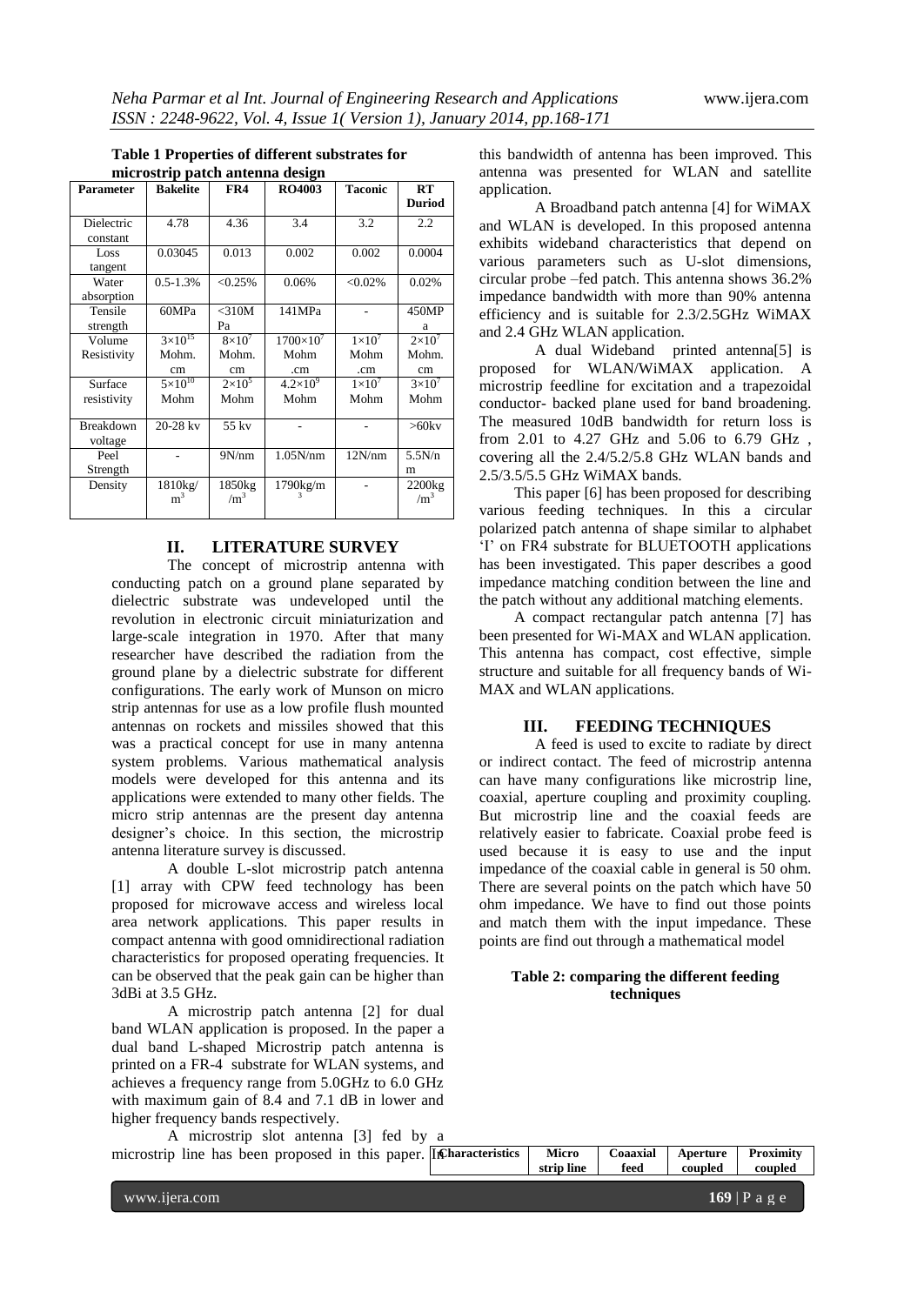**Table 1 Properties of different substrates for microstrip patch antenna design**

| Parameter | Bakelite | FR4 | RO4003 | Taconic | RT Duriod |
|---|---|---|---|---|---|
| Dielectric constant | 4.78 | 4.36 | 3.4 | 3.2 | 2.2 |
| Loss tangent | 0.03045 | 0.013 | 0.002 | 0.002 | 0.0004 |
| Water absorption | 0.5-1.3% | <0.25% | 0.06% | <0.02% | 0.02% |
| Tensile strength | 60MPa | <310MPa | 141MPa | - | 450MPa |
| Volume Resistivity | $3\times10^{15}$ Mohm. cm | $8\times10^{7}$ Mohm. cm | $1700\times10^{7}$ Mohm .cm | $1\times10^{7}$ Mohm .cm | $2\times10^{7}$ Mohm. cm |
| Surface resistivity | $5\times10^{10}$ Mohm | $2\times10^{5}$ Mohm | $4.2\times10^{9}$ Mohm | $1\times10^{7}$ Mohm | $3\times10^{7}$ Mohm |
| Breakdown voltage | 20-28 kv | 55 kv | - | - | >60kv |
| Peel Strength | - | 9N/nm | 1.05N/nm | 12N/nm | 5.5N/nm |
| Density | 1810kg/$m^3$ | 1850kg/$m^3$ | 1790kg/$m^3$ | - | 2200kg/$m^3$ |

## II. LITERATURE SURVEY

The concept of microstrip antenna with conducting patch on a ground plane separated by dielectric substrate was undeveloped until the revolution in electronic circuit miniaturization and large-scale integration in 1970. After that many researcher have described the radiation from the ground plane by a dielectric substrate for different configurations. The early work of Munson on micro strip antennas for use as a low profile flush mounted antennas on rockets and missiles showed that this was a practical concept for use in many antenna system problems. Various mathematical analysis models were developed for this antenna and its applications were extended to many other fields. The micro strip antennas are the present day antenna designer's choice. In this section, the microstrip antenna literature survey is discussed.

A double L-slot microstrip patch antenna [1] array with CPW feed technology has been proposed for microwave access and wireless local area network applications. This paper results in compact antenna with good omnidirectional radiation characteristics for proposed operating frequencies. It can be observed that the peak gain can be higher than 3dBi at 3.5 GHz.

A microstrip patch antenna [2] for dual band WLAN application is proposed. In the paper a dual band L-shaped Microstrip patch antenna is printed on a FR-4 substrate for WLAN systems, and achieves a frequency range from 5.0GHz to 6.0 GHz with maximum gain of 8.4 and 7.1 dB in lower and higher frequency bands respectively.

A microstrip slot antenna [3] fed by a microstrip line has been proposed in this paper. In this bandwidth of antenna has been improved. This antenna was presented for WLAN and satellite application.

A Broadband patch antenna [4] for WiMAX and WLAN is developed. In this proposed antenna exhibits wideband characteristics that depend on various parameters such as U-slot dimensions, circular probe –fed patch. This antenna shows 36.2% impedance bandwidth with more than 90% antenna efficiency and is suitable for 2.3/2.5GHz WiMAX and 2.4 GHz WLAN application.

A dual Wideband printed antenna[5] is proposed for WLAN/WiMAX application. A microstrip feedline for excitation and a trapezoidal conductor- backed plane used for band broadening. The measured 10dB bandwidth for return loss is from 2.01 to 4.27 GHz and 5.06 to 6.79 GHz , covering all the 2.4/5.2/5.8 GHz WLAN bands and 2.5/3.5/5.5 GHz WiMAX bands.

This paper [6] has been proposed for describing various feeding techniques. In this a circular polarized patch antenna of shape similar to alphabet 'I' on FR4 substrate for BLUETOOTH applications has been investigated. This paper describes a good impedance matching condition between the line and the patch without any additional matching elements.

A compact rectangular patch antenna [7] has been presented for Wi-MAX and WLAN application. This antenna has compact, cost effective, simple structure and suitable for all frequency bands of Wi-MAX and WLAN applications.

## III. FEEDING TECHNIQUES

A feed is used to excite to radiate by direct or indirect contact. The feed of microstrip antenna can have many configurations like microstrip line, coaxial, aperture coupling and proximity coupling. But microstrip line and the coaxial feeds are relatively easier to fabricate. Coaxial probe feed is used because it is easy to use and the input impedance of the coaxial cable in general is 50 ohm. There are several points on the patch which have 50 ohm impedance. We have to find out those points and match them with the input impedance. These points are find out through a mathematical model

**Table 2: comparing the different feeding techniques**

| Characteristics | Micro strip line | Coaaxial feed | Aperture coupled | Proximity coupled |
|---|---|---|---|---|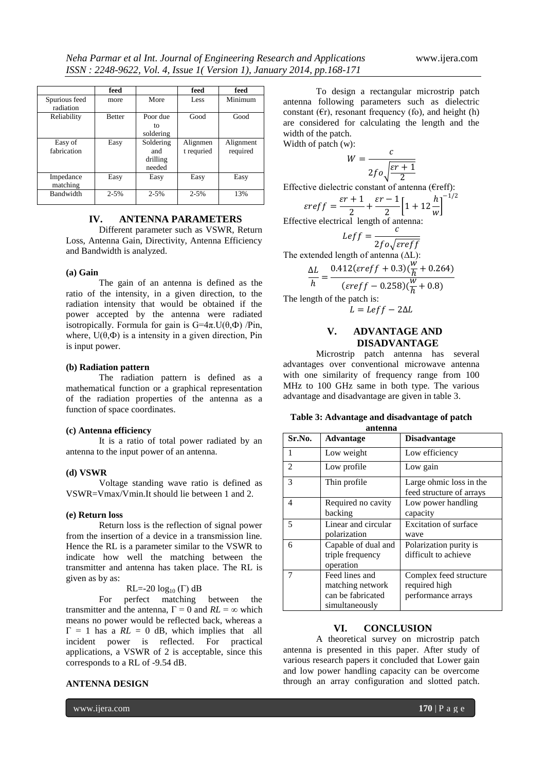|  | feed |  | feed | feed |
|---|---|---|---|---|
| Spurious feed radiation | more | More | Less | Minimum |
| Reliability | Better | Poor due to soldering | Good | Good |
| Easy of fabrication | Easy | Soldering and drilling needed | Alignmen t requried | Alignment required |
| Impedance matching | Easy | Easy | Easy | Easy |
| Bandwidth | 2-5% | 2-5% | 2-5% | 13% |

## IV. ANTENNA PARAMETERS

Different parameter such as VSWR, Return Loss, Antenna Gain, Directivity, Antenna Efficiency and Bandwidth is analyzed.

**(a) Gain**

The gain of an antenna is defined as the ratio of the intensity, in a given direction, to the radiation intensity that would be obtained if the power accepted by the antenna were radiated isotropically. Formula for gain is $G=4\pi . U(\theta,\Phi) /Pin$, where, $U(\theta,\Phi)$ is a intensity in a given direction, Pin is input power.

**(b) Radiation pattern**

The radiation pattern is defined as a mathematical function or a graphical representation of the radiation properties of the antenna as a function of space coordinates.

**(c) Antenna efficiency**

It is a ratio of total power radiated by an antenna to the input power of an antenna.

**(d) VSWR**

Voltage standing wave ratio is defined as VSWR=Vmax/Vmin.It should lie between 1 and 2.

**(e) Return loss**

Return loss is the reflection of signal power from the insertion of a device in a transmission line. Hence the RL is a parameter similar to the VSWR to indicate how well the matching between the transmitter and antenna has taken place. The RL is given as by as:

$$RL=-20 \log_{10} (\Gamma) \text{ dB}$$

For perfect matching between the transmitter and the antenna, $\Gamma = 0$ and $RL = \infty$ which means no power would be reflected back, whereas a $\Gamma = 1$ has a $RL = 0$ dB, which implies that all incident power is reflected. For practical applications, a VSWR of 2 is acceptable, since this corresponds to a RL of -9.54 dB.

**ANTENNA DESIGN**

To design a rectangular microstrip patch antenna following parameters such as dielectric constant (Єr), resonant frequency (fo), and height (h) are considered for calculating the length and the width of the patch.

Width of patch (w):

$$W = \frac{c}{2fo\sqrt{\frac{\varepsilon r+1}{2}}}$$

Effective dielectric constant of antenna (Єreff):

$$\varepsilon reff = \frac{\varepsilon r+1}{2} + \frac{\varepsilon r-1}{2}\left[1+12\frac{h}{w}\right]^{-1/2}$$

Effective electrical length of antenna:

$$Leff = \frac{c}{2fo\sqrt{\varepsilon reff}}$$

The extended length of antenna (ΔL):

$$\frac{\Delta L}{h} = \frac{0.412(\varepsilon reff+0.3)(\frac{W}{h}+0.264)}{(\varepsilon reff-0.258)(\frac{W}{h}+0.8)}$$

The length of the patch is:

$$L = Leff - 2\Delta L$$

## V. ADVANTAGE AND DISADVANTAGE

Microstrip patch antenna has several advantages over conventional microwave antenna with one similarity of frequency range from 100 MHz to 100 GHz same in both type. The various advantage and disadvantage are given in table 3.

**Table 3: Advantage and disadvantage of patch antenna**

| Sr.No. | Advantage | Disadvantage |
|---|---|---|
| 1 | Low weight | Low efficiency |
| 2 | Low profile | Low gain |
| 3 | Thin profile | Large ohmic loss in the feed structure of arrays |
| 4 | Required no cavity backing | Low power handling capacity |
| 5 | Linear and circular polarization | Excitation of surface wave |
| 6 | Capable of dual and triple frequency operation | Polarization purity is difficult to achieve |
| 7 | Feed lines and matching network can be fabricated simultaneously | Complex feed structure required high performance arrays |

## VI. CONCLUSION

A theoretical survey on microstrip patch antenna is presented in this paper. After study of various research papers it concluded that Lower gain and low power handling capacity can be overcome through an array configuration and slotted patch.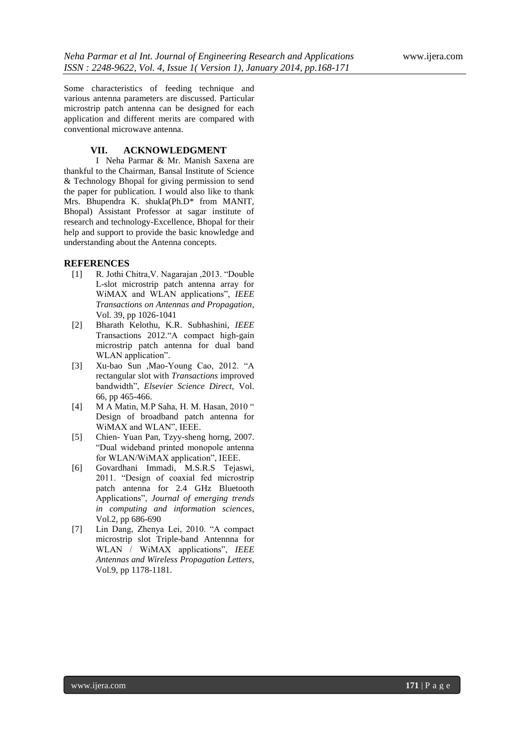Some characteristics of feeding technique and various antenna parameters are discussed. Particular microstrip patch antenna can be designed for each application and different merits are compared with conventional microwave antenna.

## VII. ACKNOWLEDGMENT

I Neha Parmar & Mr. Manish Saxena are thankful to the Chairman, Bansal Institute of Science & Technology Bhopal for giving permission to send the paper for publication. I would also like to thank Mrs. Bhupendra K. shukla(Ph.D* from MANIT, Bhopal) Assistant Professor at sagar institute of research and technology-Excellence, Bhopal for their help and support to provide the basic knowledge and understanding about the Antenna concepts.

## REFERENCES

[1] R. Jothi Chitra,V. Nagarajan ,2013. "Double L-slot microstrip patch antenna array for WiMAX and WLAN applications", *IEEE Transactions on Antennas and Propagation*, Vol. 39, pp 1026-1041

[2] Bharath Kelothu, K.R. Subhashini, *IEEE* Transactions 2012."A compact high-gain microstrip patch antenna for dual band WLAN application".

[3] Xu-bao Sun ,Mao-Young Cao, 2012. "A rectangular slot with *Transactions* improved bandwidth", *Elsevier Science Direct*, Vol. 66, pp 465-466.

[4] M A Matin, M.P Saha, H. M. Hasan, 2010 " Design of broadband patch antenna for WiMAX and WLAN", IEEE.

[5] Chien- Yuan Pan, Tzyy-sheng horng, 2007. "Dual wideband printed monopole antenna for WLAN/WiMAX application", IEEE.

[6] Govardhani Immadi, M.S.R.S Tejaswi, 2011. "Design of coaxial fed microstrip patch antenna for 2.4 GHz Bluetooth Applications", *Journal of emerging trends in computing and information sciences*, Vol.2, pp 686-690

[7] Lin Dang, Zhenya Lei, 2010. "A compact microstrip slot Triple-band Antennna for WLAN / WiMAX applications", *IEEE Antennas and Wireless Propagation Letters*, Vol.9, pp 1178-1181.